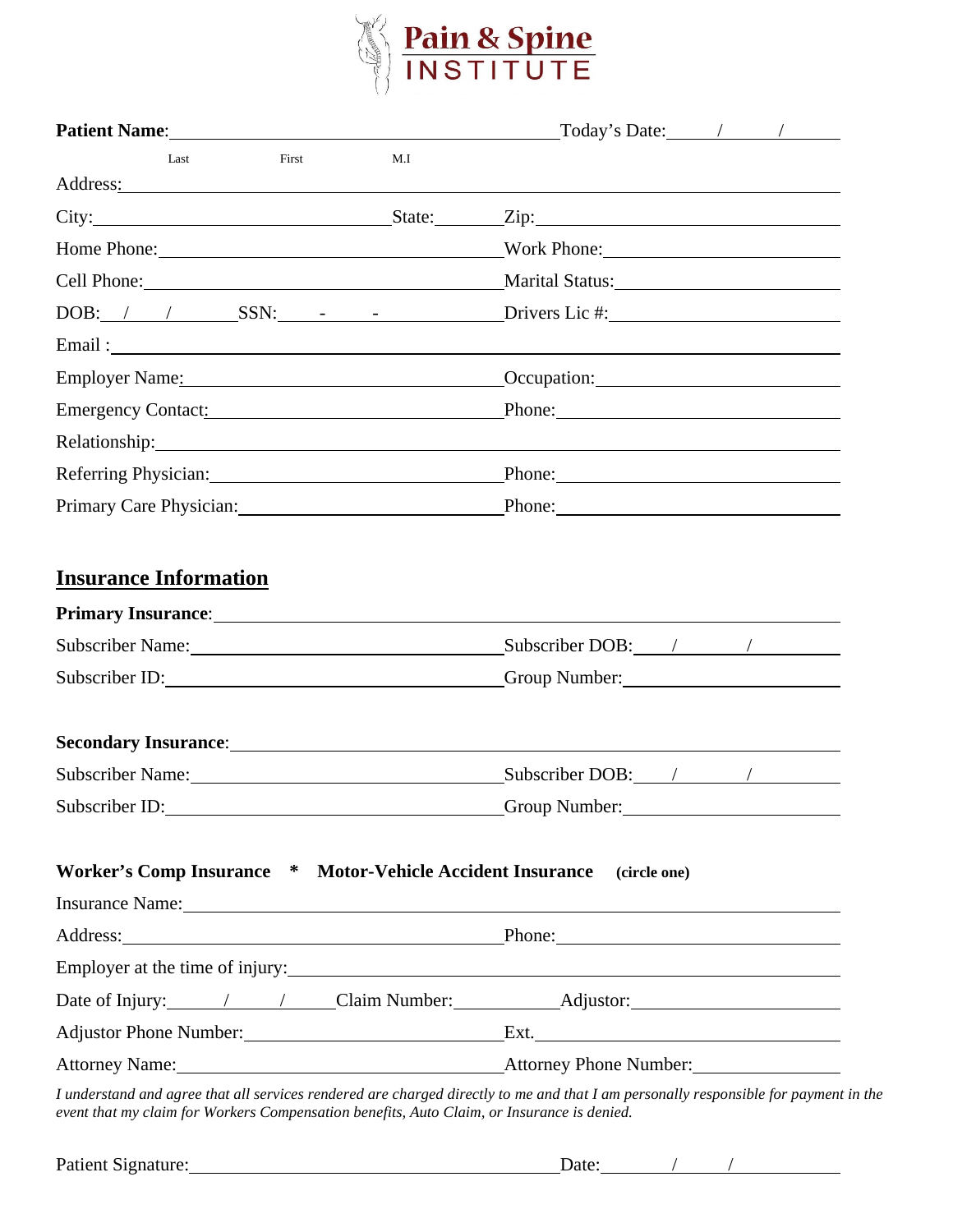# Pain & Spine INSTITUTE

**Patient Name**: ______________________________ Today's Date: ____/____/____

Last First M.I

Address: ______________________________

City: ______________________________ State: ________ Zip: ______________________________

Home Phone: ______________________________ Work Phone: ______________________________

Cell Phone: ______________________________ Marital Status: ______________________________

DOB: ___/___/_____ SSN: ____-____-________ Drivers Lic #: ______________________________

Email : ______________________________

Employer Name: ______________________________ Occupation: ______________________________

Emergency Contact: ______________________________ Phone: ______________________________

Relationship: ______________________________

Referring Physician: ______________________________ Phone: ______________________________

Primary Care Physician: ______________________________ Phone: ______________________________

## Insurance Information

**Primary Insurance**: ______________________________

Subscriber Name: ______________________________ Subscriber DOB: ____/____/____

Subscriber ID: ______________________________ Group Number: ______________________________

**Secondary Insurance**: ______________________________

Subscriber Name: ______________________________ Subscriber DOB: ____/____/____

Subscriber ID: ______________________________ Group Number: ______________________________

**Worker's Comp Insurance * Motor-Vehicle Accident Insurance (circle one)**

Insurance Name: ______________________________

Address: ______________________________ Phone: ______________________________

Employer at the time of injury: ______________________________

Date of Injury: ____/____/____ Claim Number: ____________ Adjustor: ______________________________

Adjustor Phone Number: ______________________________ Ext. ______________________________

Attorney Name: ______________________________ Attorney Phone Number: ______________________________

*I understand and agree that all services rendered are charged directly to me and that I am personally responsible for payment in the event that my claim for Workers Compensation benefits, Auto Claim, or Insurance is denied.*

Patient Signature: ______________________________ Date: ____/____/____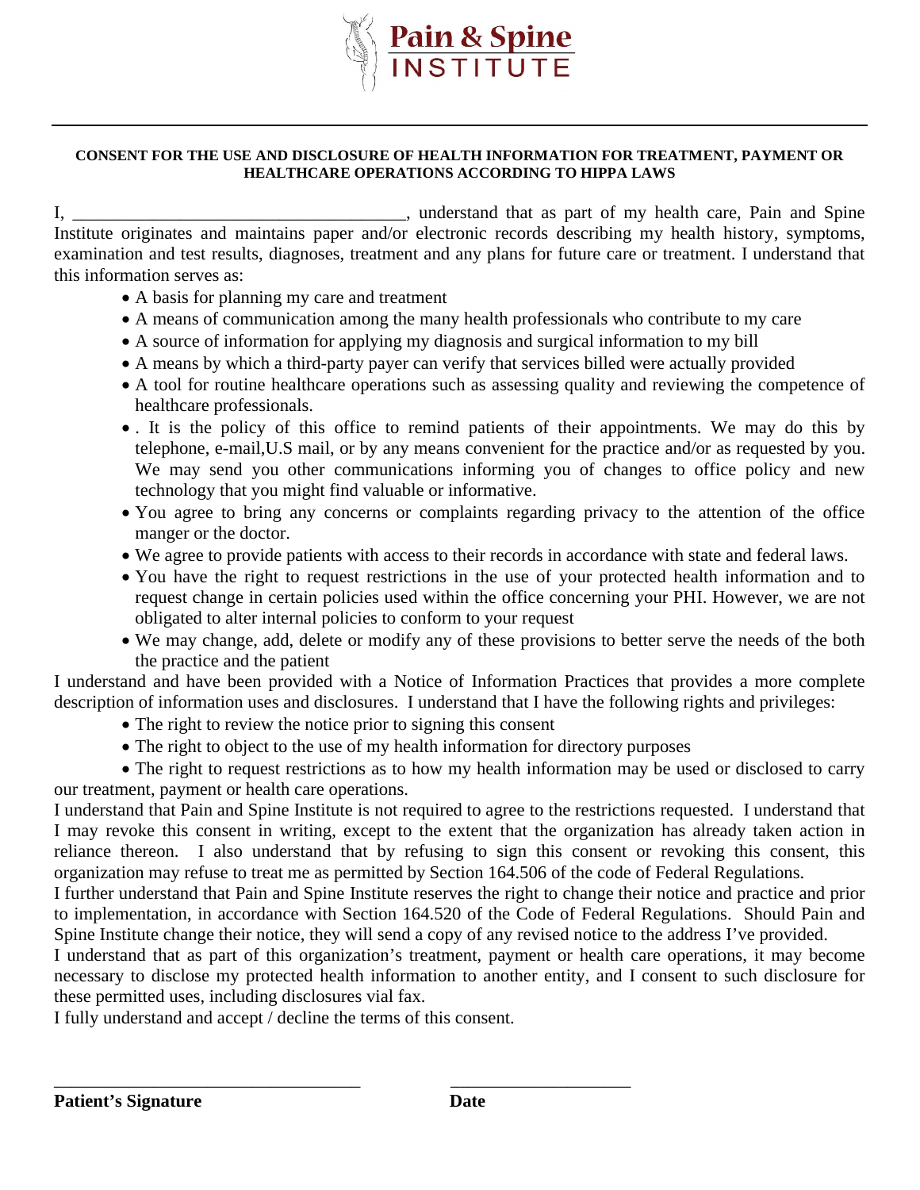# Pain & Spine INSTITUTE

---

**CONSENT FOR THE USE AND DISCLOSURE OF HEALTH INFORMATION FOR TREATMENT, PAYMENT OR HEALTHCARE OPERATIONS ACCORDING TO HIPPA LAWS**

I, _____________________________________, understand that as part of my health care, Pain and Spine Institute originates and maintains paper and/or electronic records describing my health history, symptoms, examination and test results, diagnoses, treatment and any plans for future care or treatment. I understand that this information serves as:

- A basis for planning my care and treatment
- A means of communication among the many health professionals who contribute to my care
- A source of information for applying my diagnosis and surgical information to my bill
- A means by which a third-party payer can verify that services billed were actually provided
- A tool for routine healthcare operations such as assessing quality and reviewing the competence of healthcare professionals.
- . It is the policy of this office to remind patients of their appointments. We may do this by telephone, e-mail,U.S mail, or by any means convenient for the practice and/or as requested by you. We may send you other communications informing you of changes to office policy and new technology that you might find valuable or informative.
- You agree to bring any concerns or complaints regarding privacy to the attention of the office manger or the doctor.
- We agree to provide patients with access to their records in accordance with state and federal laws.
- You have the right to request restrictions in the use of your protected health information and to request change in certain policies used within the office concerning your PHI. However, we are not obligated to alter internal policies to conform to your request
- We may change, add, delete or modify any of these provisions to better serve the needs of the both the practice and the patient

I understand and have been provided with a Notice of Information Practices that provides a more complete description of information uses and disclosures. I understand that I have the following rights and privileges:

- The right to review the notice prior to signing this consent
- The right to object to the use of my health information for directory purposes
- The right to request restrictions as to how my health information may be used or disclosed to carry our treatment, payment or health care operations.

I understand that Pain and Spine Institute is not required to agree to the restrictions requested. I understand that I may revoke this consent in writing, except to the extent that the organization has already taken action in reliance thereon. I also understand that by refusing to sign this consent or revoking this consent, this organization may refuse to treat me as permitted by Section 164.506 of the code of Federal Regulations.

I further understand that Pain and Spine Institute reserves the right to change their notice and practice and prior to implementation, in accordance with Section 164.520 of the Code of Federal Regulations. Should Pain and Spine Institute change their notice, they will send a copy of any revised notice to the address I've provided.

I understand that as part of this organization's treatment, payment or health care operations, it may become necessary to disclose my protected health information to another entity, and I consent to such disclosure for these permitted uses, including disclosures vial fax.

I fully understand and accept / decline the terms of this consent.

___________________________________ ____________________

**Patient's Signature** **Date**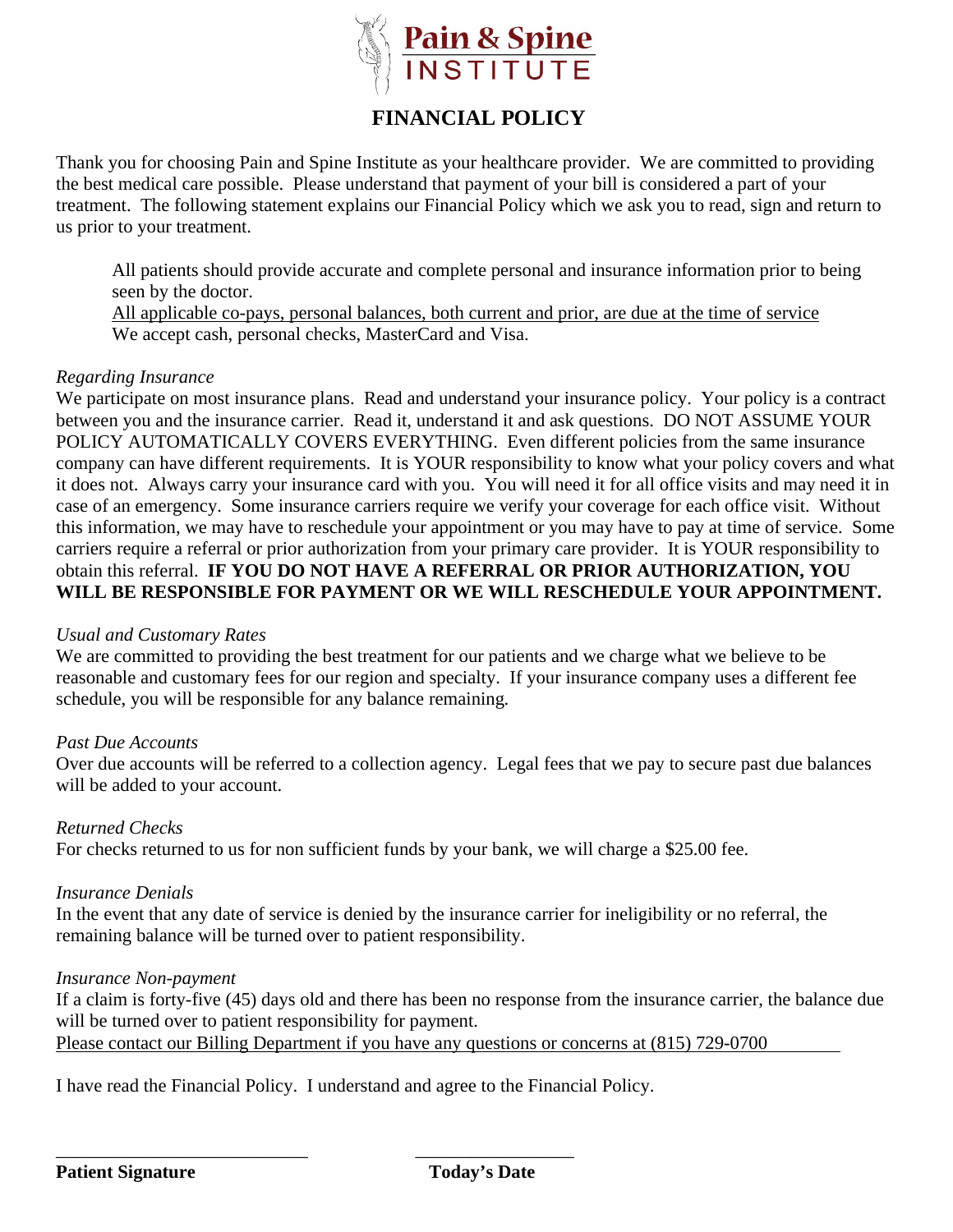Pain & Spine INSTITUTE

# FINANCIAL POLICY

Thank you for choosing Pain and Spine Institute as your healthcare provider. We are committed to providing the best medical care possible. Please understand that payment of your bill is considered a part of your treatment. The following statement explains our Financial Policy which we ask you to read, sign and return to us prior to your treatment.

All patients should provide accurate and complete personal and insurance information prior to being seen by the doctor.
<u>All applicable co-pays, personal balances, both current and prior, are due at the time of service</u>
We accept cash, personal checks, MasterCard and Visa.

*Regarding Insurance*

We participate on most insurance plans. Read and understand your insurance policy. Your policy is a contract between you and the insurance carrier. Read it, understand it and ask questions. DO NOT ASSUME YOUR POLICY AUTOMATICALLY COVERS EVERYTHING. Even different policies from the same insurance company can have different requirements. It is YOUR responsibility to know what your policy covers and what it does not. Always carry your insurance card with you. You will need it for all office visits and may need it in case of an emergency. Some insurance carriers require we verify your coverage for each office visit. Without this information, we may have to reschedule your appointment or you may have to pay at time of service. Some carriers require a referral or prior authorization from your primary care provider. It is YOUR responsibility to obtain this referral. **IF YOU DO NOT HAVE A REFERRAL OR PRIOR AUTHORIZATION, YOU WILL BE RESPONSIBLE FOR PAYMENT OR WE WILL RESCHEDULE YOUR APPOINTMENT.**

*Usual and Customary Rates*

We are committed to providing the best treatment for our patients and we charge what we believe to be reasonable and customary fees for our region and specialty. If your insurance company uses a different fee schedule, you will be responsible for any balance remaining.

*Past Due Accounts*

Over due accounts will be referred to a collection agency. Legal fees that we pay to secure past due balances will be added to your account.

*Returned Checks*

For checks returned to us for non sufficient funds by your bank, we will charge a $25.00 fee.

*Insurance Denials*

In the event that any date of service is denied by the insurance carrier for ineligibility or no referral, the remaining balance will be turned over to patient responsibility.

*Insurance Non-payment*

If a claim is forty-five (45) days old and there has been no response from the insurance carrier, the balance due will be turned over to patient responsibility for payment.
<u>Please contact our Billing Department if you have any questions or concerns at (815) 729-0700</u>

I have read the Financial Policy. I understand and agree to the Financial Policy.

\_\_\_\_\_\_\_\_\_\_\_\_\_\_\_\_\_\_\_\_\_\_\_\_\_\_\_\_ &nbsp;&nbsp;&nbsp;&nbsp;&nbsp;&nbsp;&nbsp;&nbsp; \_\_\_\_\_\_\_\_\_\_\_\_\_\_\_\_\_\_

**Patient Signature** &nbsp;&nbsp;&nbsp;&nbsp;&nbsp;&nbsp;&nbsp;&nbsp;&nbsp;&nbsp;&nbsp;&nbsp;&nbsp;&nbsp;&nbsp;&nbsp; **Today's Date**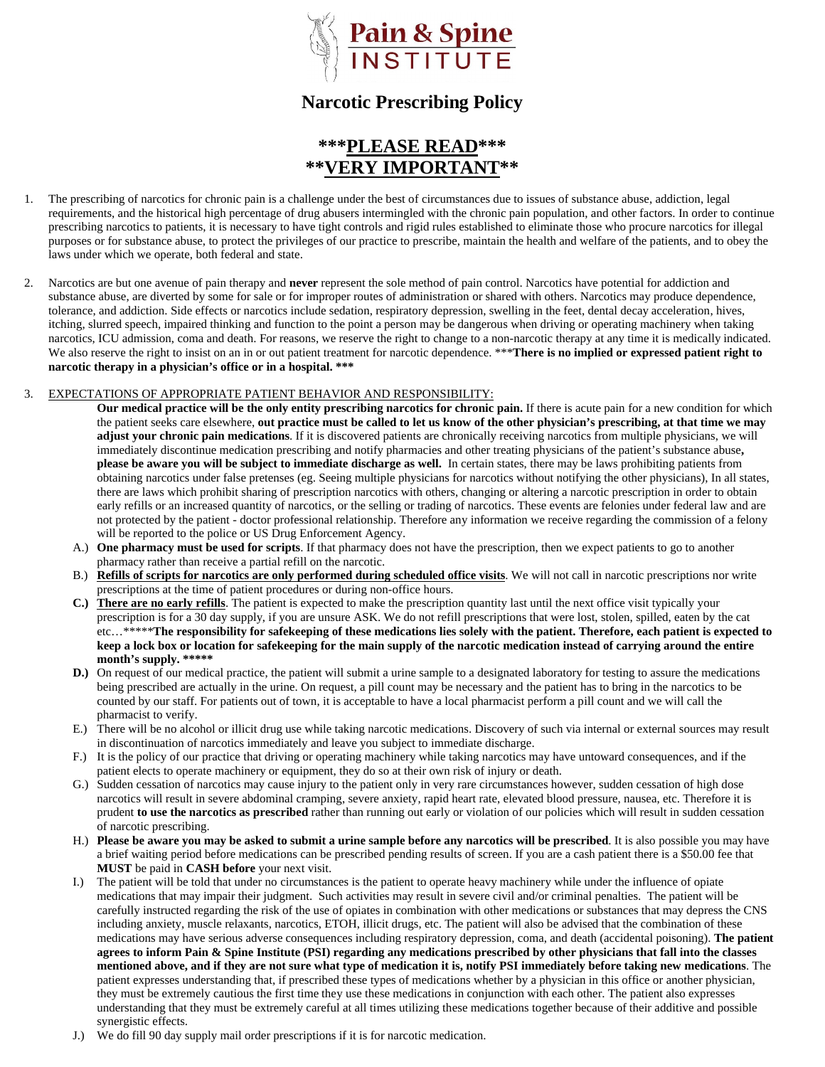# Pain & Spine INSTITUTE

## Narcotic Prescribing Policy

## \*\*\***PLEASE READ**\*\*\*
## \*\***VERY IMPORTANT**\*\*

1. The prescribing of narcotics for chronic pain is a challenge under the best of circumstances due to issues of substance abuse, addiction, legal requirements, and the historical high percentage of drug abusers intermingled with the chronic pain population, and other factors. In order to continue prescribing narcotics to patients, it is necessary to have tight controls and rigid rules established to eliminate those who procure narcotics for illegal purposes or for substance abuse, to protect the privileges of our practice to prescribe, maintain the health and welfare of the patients, and to obey the laws under which we operate, both federal and state.

2. Narcotics are but one avenue of pain therapy and **never** represent the sole method of pain control. Narcotics have potential for addiction and substance abuse, are diverted by some for sale or for improper routes of administration or shared with others. Narcotics may produce dependence, tolerance, and addiction. Side effects or narcotics include sedation, respiratory depression, swelling in the feet, dental decay acceleration, hives, itching, slurred speech, impaired thinking and function to the point a person may be dangerous when driving or operating machinery when taking narcotics, ICU admission, coma and death. For reasons, we reserve the right to change to a non-narcotic therapy at any time it is medically indicated. We also reserve the right to insist on an in or out patient treatment for narcotic dependence. \*\*\***There is no implied or expressed patient right to narcotic therapy in a physician's office or in a hospital. \*\*\***

3. <u>EXPECTATIONS OF APPROPRIATE PATIENT BEHAVIOR AND RESPONSIBILITY:</u>

   **Our medical practice will be the only entity prescribing narcotics for chronic pain.** If there is acute pain for a new condition for which the patient seeks care elsewhere, **out practice must be called to let us know of the other physician's prescribing, at that time we may adjust your chronic pain medications**. If it is discovered patients are chronically receiving narcotics from multiple physicians, we will immediately discontinue medication prescribing and notify pharmacies and other treating physicians of the patient's substance abuse**, please be aware you will be subject to immediate discharge as well.** In certain states, there may be laws prohibiting patients from obtaining narcotics under false pretenses (eg. Seeing multiple physicians for narcotics without notifying the other physicians), In all states, there are laws which prohibit sharing of prescription narcotics with others, changing or altering a narcotic prescription in order to obtain early refills or an increased quantity of narcotics, or the selling or trading of narcotics. These events are felonies under federal law and are not protected by the patient - doctor professional relationship. Therefore any information we receive regarding the commission of a felony will be reported to the police or US Drug Enforcement Agency.

   A.) **One pharmacy must be used for scripts**. If that pharmacy does not have the prescription, then we expect patients to go to another pharmacy rather than receive a partial refill on the narcotic.

   B.) **<u>Refills of scripts for narcotics are only performed during scheduled office visits</u>**. We will not call in narcotic prescriptions nor write prescriptions at the time of patient procedures or during non-office hours.

   **C.)** **<u>There are no early refills</u>**. The patient is expected to make the prescription quantity last until the next office visit typically your prescription is for a 30 day supply, if you are unsure ASK. We do not refill prescriptions that were lost, stolen, spilled, eaten by the cat etc…\*\*\*\*\***The responsibility for safekeeping of these medications lies solely with the patient. Therefore, each patient is expected to keep a lock box or location for safekeeping for the main supply of the narcotic medication instead of carrying around the entire month's supply. \*\*\*\*\***

   **D.)** On request of our medical practice, the patient will submit a urine sample to a designated laboratory for testing to assure the medications being prescribed are actually in the urine. On request, a pill count may be necessary and the patient has to bring in the narcotics to be counted by our staff. For patients out of town, it is acceptable to have a local pharmacist perform a pill count and we will call the pharmacist to verify.

   E.) There will be no alcohol or illicit drug use while taking narcotic medications. Discovery of such via internal or external sources may result in discontinuation of narcotics immediately and leave you subject to immediate discharge.

   F.) It is the policy of our practice that driving or operating machinery while taking narcotics may have untoward consequences, and if the patient elects to operate machinery or equipment, they do so at their own risk of injury or death.

   G.) Sudden cessation of narcotics may cause injury to the patient only in very rare circumstances however, sudden cessation of high dose narcotics will result in severe abdominal cramping, severe anxiety, rapid heart rate, elevated blood pressure, nausea, etc. Therefore it is prudent **to use the narcotics as prescribed** rather than running out early or violation of our policies which will result in sudden cessation of narcotic prescribing.

   H.) **Please be aware you may be asked to submit a urine sample before any narcotics will be prescribed**. It is also possible you may have a brief waiting period before medications can be prescribed pending results of screen. If you are a cash patient there is a $50.00 fee that **MUST** be paid in **CASH before** your next visit.

   I.) The patient will be told that under no circumstances is the patient to operate heavy machinery while under the influence of opiate medications that may impair their judgment. Such activities may result in severe civil and/or criminal penalties. The patient will be carefully instructed regarding the risk of the use of opiates in combination with other medications or substances that may depress the CNS including anxiety, muscle relaxants, narcotics, ETOH, illicit drugs, etc. The patient will also be advised that the combination of these medications may have serious adverse consequences including respiratory depression, coma, and death (accidental poisoning). **The patient agrees to inform Pain & Spine Institute (PSI) regarding any medications prescribed by other physicians that fall into the classes mentioned above, and if they are not sure what type of medication it is, notify PSI immediately before taking new medications**. The patient expresses understanding that, if prescribed these types of medications whether by a physician in this office or another physician, they must be extremely cautious the first time they use these medications in conjunction with each other. The patient also expresses understanding that they must be extremely careful at all times utilizing these medications together because of their additive and possible synergistic effects.

   J.) We do fill 90 day supply mail order prescriptions if it is for narcotic medication.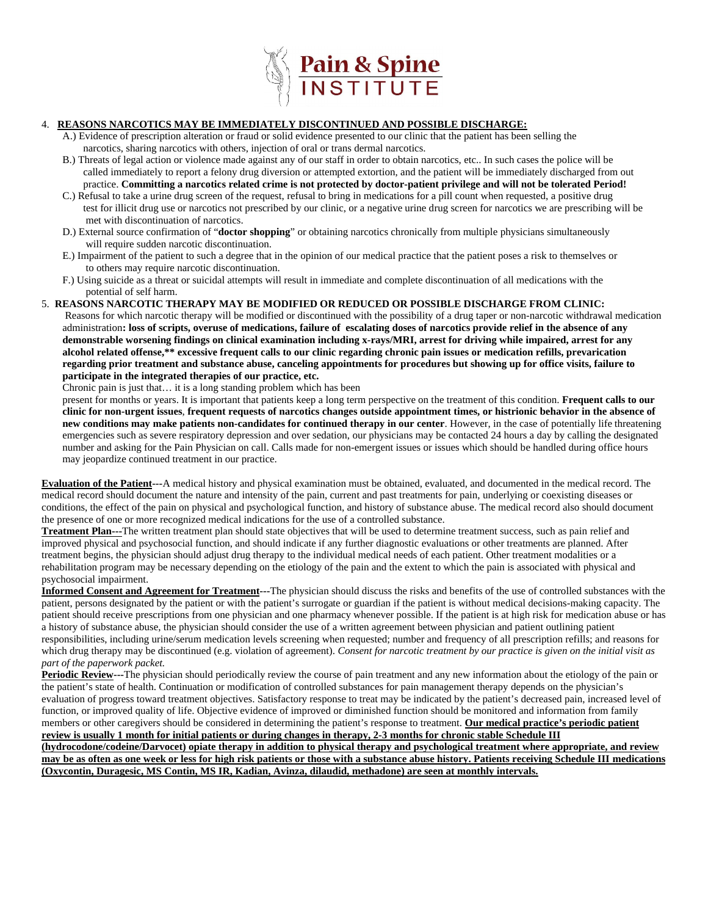**Pain & Spine INSTITUTE**

4. **REASONS NARCOTICS MAY BE IMMEDIATELY DISCONTINUED AND POSSIBLE DISCHARGE:**
   - A.) Evidence of prescription alteration or fraud or solid evidence presented to our clinic that the patient has been selling the narcotics, sharing narcotics with others, injection of oral or trans dermal narcotics.
   - B.) Threats of legal action or violence made against any of our staff in order to obtain narcotics, etc.. In such cases the police will be called immediately to report a felony drug diversion or attempted extortion, and the patient will be immediately discharged from out practice. **Committing a narcotics related crime is not protected by doctor-patient privilege and will not be tolerated Period!**
   - C.) Refusal to take a urine drug screen of the request, refusal to bring in medications for a pill count when requested, a positive drug test for illicit drug use or narcotics not prescribed by our clinic, or a negative urine drug screen for narcotics we are prescribing will be met with discontinuation of narcotics.
   - D.) External source confirmation of "**doctor shopping**" or obtaining narcotics chronically from multiple physicians simultaneously will require sudden narcotic discontinuation.
   - E.) Impairment of the patient to such a degree that in the opinion of our medical practice that the patient poses a risk to themselves or to others may require narcotic discontinuation.
   - F.) Using suicide as a threat or suicidal attempts will result in immediate and complete discontinuation of all medications with the potential of self harm.

5. **REASONS NARCOTIC THERAPY MAY BE MODIFIED OR REDUCED OR POSSIBLE DISCHARGE FROM CLINIC:**

   Reasons for which narcotic therapy will be modified or discontinued with the possibility of a drug taper or non-narcotic withdrawal medication administration**: loss of scripts, overuse of medications, failure of escalating doses of narcotics provide relief in the absence of any demonstrable worsening findings on clinical examination including x-rays/MRI, arrest for driving while impaired, arrest for any alcohol related offense,\*\* excessive frequent calls to our clinic regarding chronic pain issues or medication refills, prevarication regarding prior treatment and substance abuse, canceling appointments for procedures but showing up for office visits, failure to participate in the integrated therapies of our practice, etc.**

   Chronic pain is just that… it is a long standing problem which has been present for months or years. It is important that patients keep a long term perspective on the treatment of this condition. **Frequent calls to our clinic for non-urgent issues**, **frequent requests of narcotics changes outside appointment times, or histrionic behavior in the absence of new conditions may make patients non-candidates for continued therapy in our center**. However, in the case of potentially life threatening emergencies such as severe respiratory depression and over sedation, our physicians may be contacted 24 hours a day by calling the designated number and asking for the Pain Physician on call. Calls made for non-emergent issues or issues which should be handled during office hours may jeopardize continued treatment in our practice.

**Evaluation of the Patient---**A medical history and physical examination must be obtained, evaluated, and documented in the medical record. The medical record should document the nature and intensity of the pain, current and past treatments for pain, underlying or coexisting diseases or conditions, the effect of the pain on physical and psychological function, and history of substance abuse. The medical record also should document the presence of one or more recognized medical indications for the use of a controlled substance.

**Treatment Plan---**The written treatment plan should state objectives that will be used to determine treatment success, such as pain relief and improved physical and psychosocial function, and should indicate if any further diagnostic evaluations or other treatments are planned. After treatment begins, the physician should adjust drug therapy to the individual medical needs of each patient. Other treatment modalities or a rehabilitation program may be necessary depending on the etiology of the pain and the extent to which the pain is associated with physical and psychosocial impairment.

**Informed Consent and Agreement for Treatment---**The physician should discuss the risks and benefits of the use of controlled substances with the patient, persons designated by the patient or with the patient's surrogate or guardian if the patient is without medical decisions-making capacity. The patient should receive prescriptions from one physician and one pharmacy whenever possible. If the patient is at high risk for medication abuse or has a history of substance abuse, the physician should consider the use of a written agreement between physician and patient outlining patient responsibilities, including urine/serum medication levels screening when requested; number and frequency of all prescription refills; and reasons for which drug therapy may be discontinued (e.g. violation of agreement). *Consent for narcotic treatment by our practice is given on the initial visit as part of the paperwork packet.*

**Periodic Review---**The physician should periodically review the course of pain treatment and any new information about the etiology of the pain or the patient's state of health. Continuation or modification of controlled substances for pain management therapy depends on the physician's evaluation of progress toward treatment objectives. Satisfactory response to treat may be indicated by the patient's decreased pain, increased level of function, or improved quality of life. Objective evidence of improved or diminished function should be monitored and information from family members or other caregivers should be considered in determining the patient's response to treatment. **Our medical practice's periodic patient review is usually 1 month for initial patients or during changes in therapy, 2-3 months for chronic stable Schedule III (hydrocodone/codeine/Darvocet) opiate therapy in addition to physical therapy and psychological treatment where appropriate, and review may be as often as one week or less for high risk patients or those with a substance abuse history. Patients receiving Schedule III medications (Oxycontin, Duragesic, MS Contin, MS IR, Kadian, Avinza, dilaudid, methadone) are seen at monthly intervals.**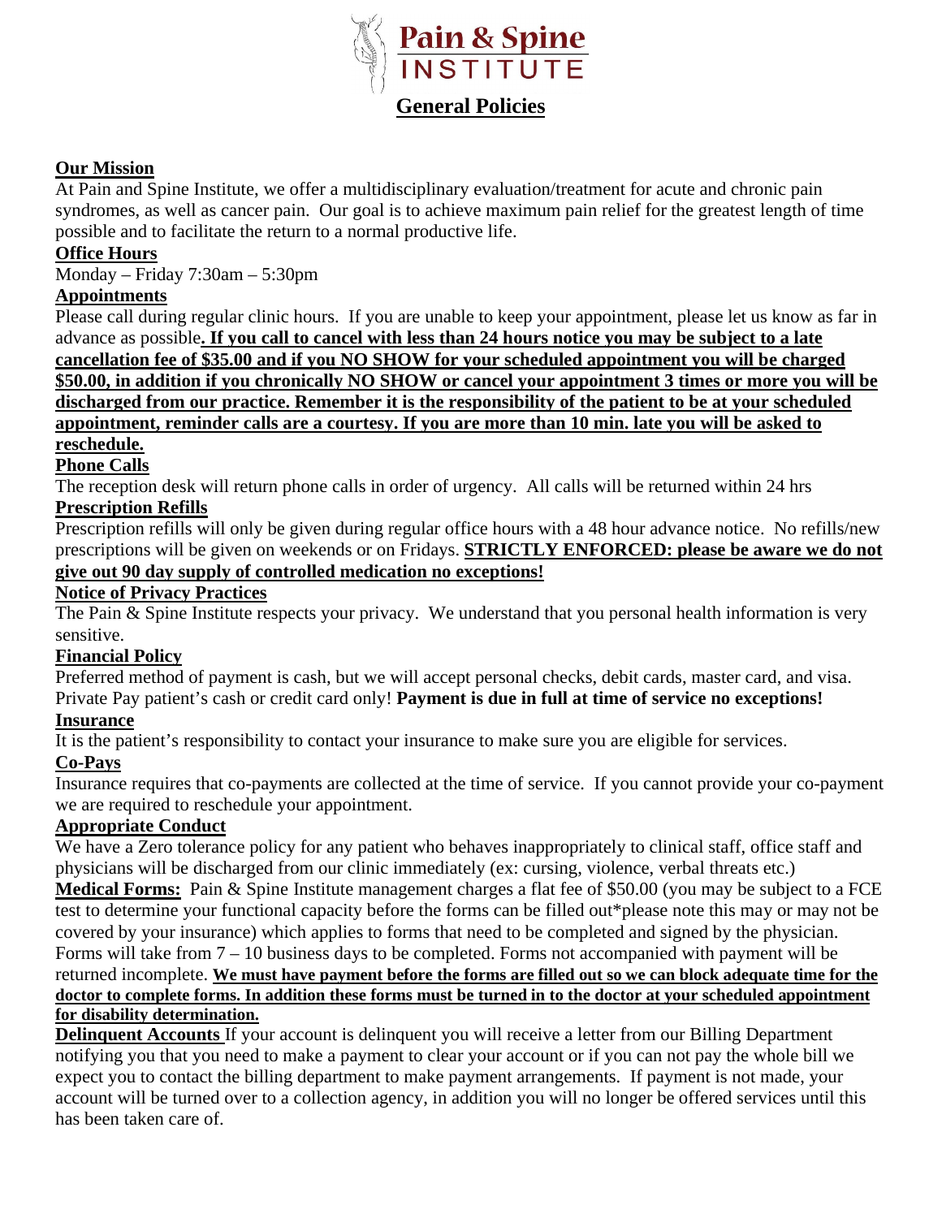# Pain & Spine INSTITUTE

## General Policies

**Our Mission**

At Pain and Spine Institute, we offer a multidisciplinary evaluation/treatment for acute and chronic pain syndromes, as well as cancer pain. Our goal is to achieve maximum pain relief for the greatest length of time possible and to facilitate the return to a normal productive life.

**Office Hours**

Monday – Friday 7:30am – 5:30pm

**Appointments**

Please call during regular clinic hours. If you are unable to keep your appointment, please let us know as far in advance as possible**. If you call to cancel with less than 24 hours notice you may be subject to a late cancellation fee of $35.00 and if you NO SHOW for your scheduled appointment you will be charged $50.00, in addition if you chronically NO SHOW or cancel your appointment 3 times or more you will be discharged from our practice. Remember it is the responsibility of the patient to be at your scheduled appointment, reminder calls are a courtesy. If you are more than 10 min. late you will be asked to reschedule.**

**Phone Calls**

The reception desk will return phone calls in order of urgency. All calls will be returned within 24 hrs

**Prescription Refills**

Prescription refills will only be given during regular office hours with a 48 hour advance notice. No refills/new prescriptions will be given on weekends or on Fridays. **STRICTLY ENFORCED: please be aware we do not give out 90 day supply of controlled medication no exceptions!**

**Notice of Privacy Practices**

The Pain & Spine Institute respects your privacy. We understand that you personal health information is very sensitive.

**Financial Policy**

Preferred method of payment is cash, but we will accept personal checks, debit cards, master card, and visa. Private Pay patient's cash or credit card only! **Payment is due in full at time of service no exceptions!**

**Insurance**

It is the patient's responsibility to contact your insurance to make sure you are eligible for services.

**Co-Pays**

Insurance requires that co-payments are collected at the time of service. If you cannot provide your co-payment we are required to reschedule your appointment.

**Appropriate Conduct**

We have a Zero tolerance policy for any patient who behaves inappropriately to clinical staff, office staff and physicians will be discharged from our clinic immediately (ex: cursing, violence, verbal threats etc.)

**Medical Forms:** Pain & Spine Institute management charges a flat fee of $50.00 (you may be subject to a FCE test to determine your functional capacity before the forms can be filled out*please note this may or may not be covered by your insurance) which applies to forms that need to be completed and signed by the physician. Forms will take from 7 – 10 business days to be completed. Forms not accompanied with payment will be returned incomplete. **We must have payment before the forms are filled out so we can block adequate time for the doctor to complete forms. In addition these forms must be turned in to the doctor at your scheduled appointment for disability determination.**

**Delinquent Accounts** If your account is delinquent you will receive a letter from our Billing Department notifying you that you need to make a payment to clear your account or if you can not pay the whole bill we expect you to contact the billing department to make payment arrangements. If payment is not made, your account will be turned over to a collection agency, in addition you will no longer be offered services until this has been taken care of.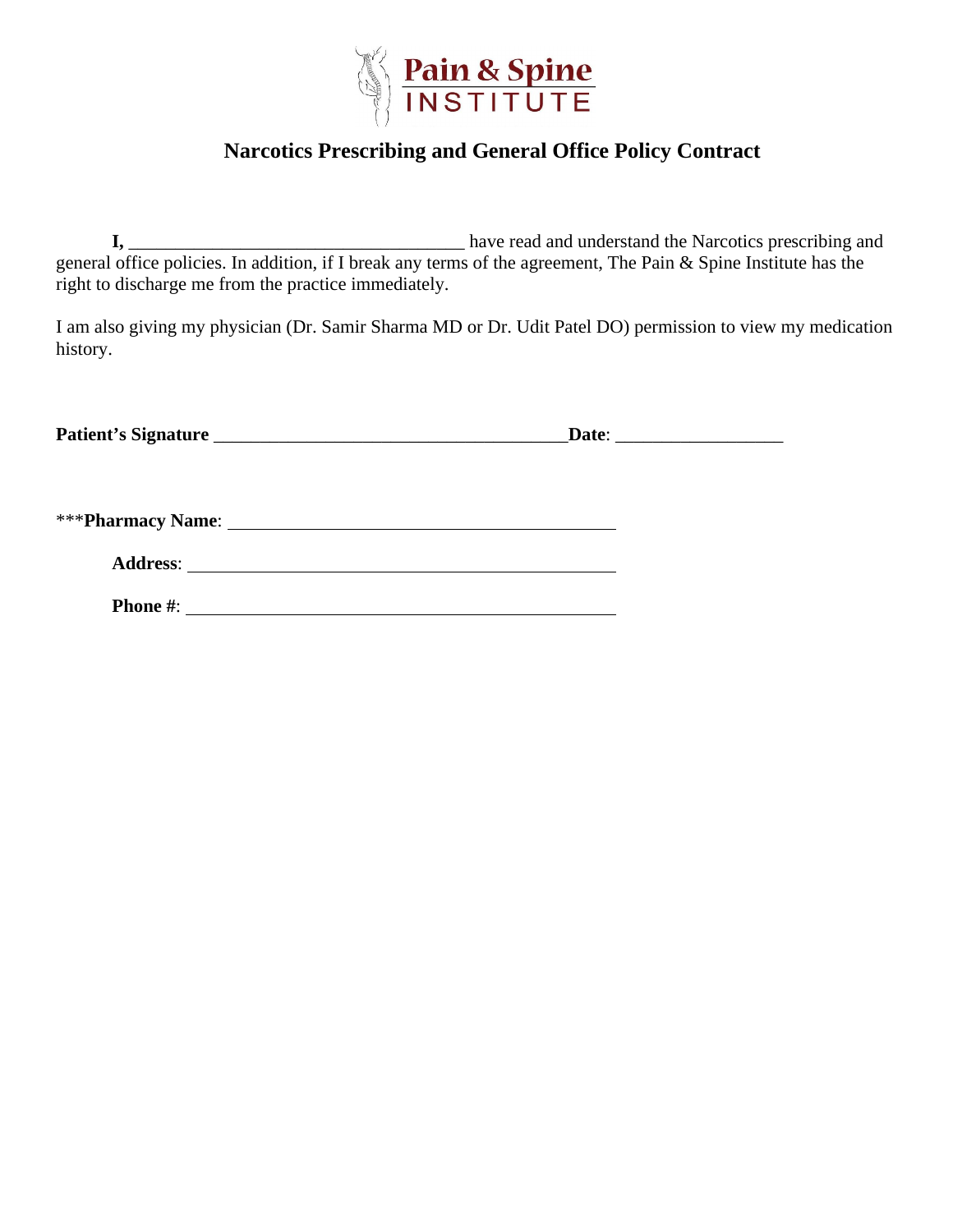Pain & Spine INSTITUTE

## Narcotics Prescribing and General Office Policy Contract

**I,** ____________________________________ have read and understand the Narcotics prescribing and general office policies. In addition, if I break any terms of the agreement, The Pain & Spine Institute has the right to discharge me from the practice immediately.

I am also giving my physician (Dr. Samir Sharma MD or Dr. Udit Patel DO) permission to view my medication history.

**Patient's Signature** _______________________________________**Date**: __________________

***​**Pharmacy Name**: ___________________________________________

**Address**: ___________________________________________

**Phone #**: ___________________________________________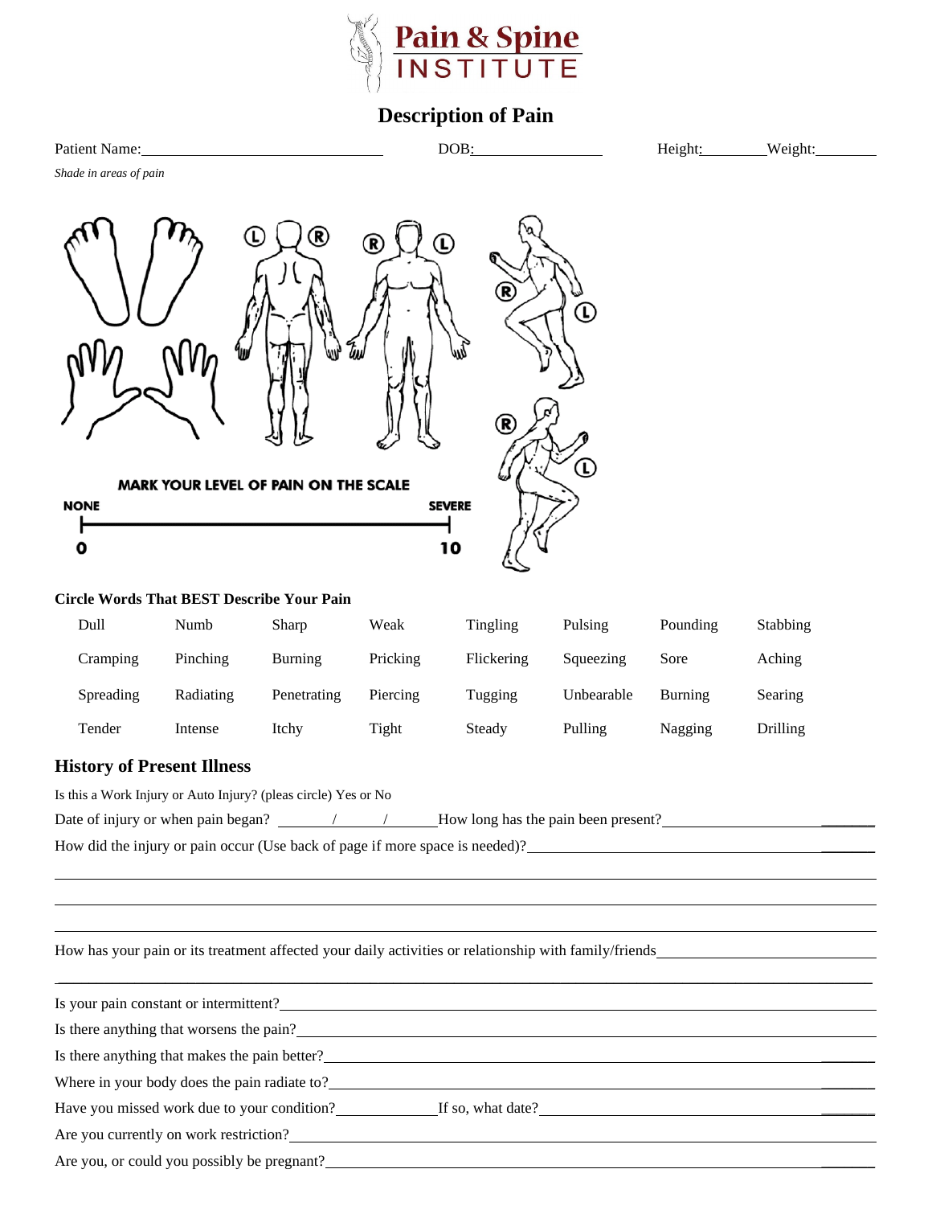# Pain & Spine INSTITUTE

## Description of Pain

Patient Name:________________________ DOB:______________ Height:________ Weight:________

*Shade in areas of pain*

L R R L

R L

R L

MARK YOUR LEVEL OF PAIN ON THE SCALE

NONE — SEVERE

0 — 10

**Circle Words That BEST Describe Your Pain**

| | | | | | | | |
|---|---|---|---|---|---|---|---|
| Dull | Numb | Sharp | Weak | Tingling | Pulsing | Pounding | Stabbing |
| Cramping | Pinching | Burning | Pricking | Flickering | Squeezing | Sore | Aching |
| Spreading | Radiating | Penetrating | Piercing | Tugging | Unbearable | Burning | Searing |
| Tender | Intense | Itchy | Tight | Steady | Pulling | Nagging | Drilling |

## History of Present Illness

Is this a Work Injury or Auto Injury? (pleas circle) Yes or No

Date of injury or when pain began? ______/______/______ How long has the pain been present?____________________

How did the injury or pain occur (Use back of page if more space is needed)?____________________

________________________________________________________________

________________________________________________________________

________________________________________________________________

How has your pain or its treatment affected your daily activities or relationship with family/friends____________________

________________________________________________________________

Is your pain constant or intermittent?____________________

Is there anything that worsens the pain?____________________

Is there anything that makes the pain better?____________________

Where in your body does the pain radiate to?____________________

Have you missed work due to your condition?____________ If so, what date?____________________

Are you currently on work restriction?____________________

Are you, or could you possibly be pregnant?____________________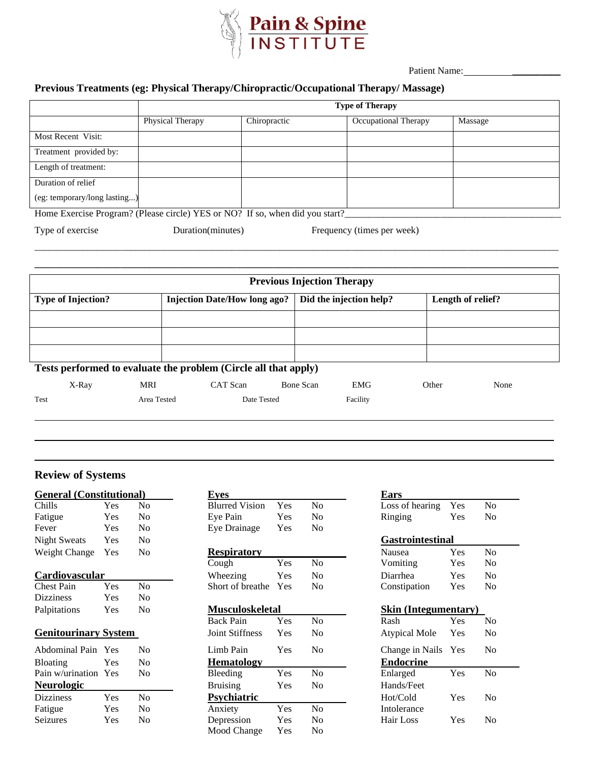**Pain & Spine INSTITUTE**

Patient Name:____________________

## Previous Treatments (eg: Physical Therapy/Chiropractic/Occupational Therapy/ Massage)

| | Type of Therapy | | | |
|---|---|---|---|---|
| | Physical Therapy | Chiropractic | Occupational Therapy | Massage |
| Most Recent Visit: | | | | |
| Treatment provided by: | | | | |
| Length of treatment: | | | | |
| Duration of relief (eg: temporary/long lasting...) | | | | |

Home Exercise Program? (Please circle) YES or NO? If so, when did you start?____________________________________________

Type of exercise &nbsp;&nbsp;&nbsp;&nbsp; Duration(minutes) &nbsp;&nbsp;&nbsp;&nbsp; Frequency (times per week)

______________________________________________________________________________

______________________________________________________________________________

| Previous Injection Therapy | | | |
|---|---|---|---|
| **Type of Injection?** | **Injection Date/How long ago?** | **Did the injection help?** | **Length of relief?** |
| | | | |
| | | | |
| | | | |

## Tests performed to evaluate the problem (Circle all that apply)

X-Ray &nbsp;&nbsp; MRI &nbsp;&nbsp; CAT Scan &nbsp;&nbsp; Bone Scan &nbsp;&nbsp; EMG &nbsp;&nbsp; Other &nbsp;&nbsp; None

Test &nbsp;&nbsp;&nbsp;&nbsp; Area Tested &nbsp;&nbsp;&nbsp;&nbsp; Date Tested &nbsp;&nbsp;&nbsp;&nbsp; Facility

______________________________________________________________________________

______________________________________________________________________________

______________________________________________________________________________

## Review of Systems

**General (Constitutional)**

| | | |
|---|---|---|
| Chills | Yes | No |
| Fatigue | Yes | No |
| Fever | Yes | No |
| Night Sweats | Yes | No |
| Weight Change | Yes | No |

**Cardiovascular**

| | | |
|---|---|---|
| Chest Pain | Yes | No |
| Dizziness | Yes | No |
| Palpitations | Yes | No |

**Genitourinary System**

| | | |
|---|---|---|
| Abdominal Pain | Yes | No |
| Bloating | Yes | No |
| Pain w/urination | Yes | No |

**Neurologic**

| | | |
|---|---|---|
| Dizziness | Yes | No |
| Fatigue | Yes | No |
| Seizures | Yes | No |

**Eyes**

| | | |
|---|---|---|
| Blurred Vision | Yes | No |
| Eye Pain | Yes | No |
| Eye Drainage | Yes | No |

**Respiratory**

| | | |
|---|---|---|
| Cough | Yes | No |
| Wheezing | Yes | No |
| Short of breathe | Yes | No |

**Musculoskeletal**

| | | |
|---|---|---|
| Back Pain | Yes | No |
| Joint Stiffness | Yes | No |
| Limb Pain | Yes | No |

**Hematology**

| | | |
|---|---|---|
| Bleeding | Yes | No |
| Bruising | Yes | No |

**Psychiatric**

| | | |
|---|---|---|
| Anxiety | Yes | No |
| Depression | Yes | No |
| Mood Change | Yes | No |

**Ears**

| | | |
|---|---|---|
| Loss of hearing | Yes | No |
| Ringing | Yes | No |

**Gastrointestinal**

| | | |
|---|---|---|
| Nausea | Yes | No |
| Vomiting | Yes | No |
| Diarrhea | Yes | No |
| Constipation | Yes | No |

**Skin (Integumentary)**

| | | |
|---|---|---|
| Rash | Yes | No |
| Atypical Mole | Yes | No |
| Change in Nails | Yes | No |

**Endocrine**

| | | |
|---|---|---|
| Enlarged Hands/Feet | Yes | No |
| Hot/Cold Intolerance | Yes | No |
| Hair Loss | Yes | No |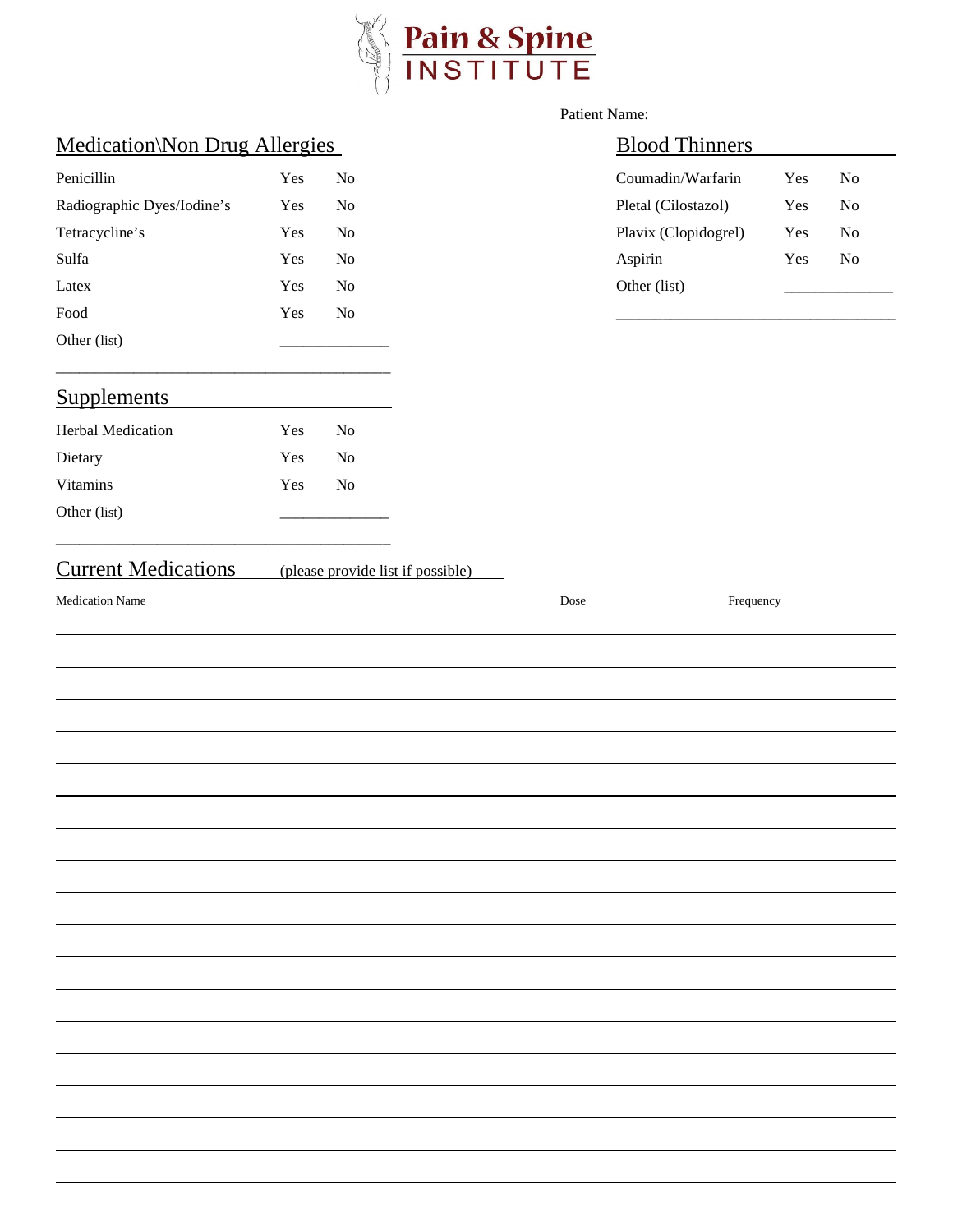# Pain & Spine INSTITUTE

Patient Name: ______________________

## Medication\Non Drug Allergies

| | | |
|---|---|---|
| Penicillin | Yes | No |
| Radiographic Dyes/Iodine's | Yes | No |
| Tetracycline's | Yes | No |
| Sulfa | Yes | No |
| Latex | Yes | No |
| Food | Yes | No |
| Other (list) | ____________ | |

________________________________________

## Blood Thinners

| | | |
|---|---|---|
| Coumadin/Warfarin | Yes | No |
| Pletal (Cilostazol) | Yes | No |
| Plavix (Clopidogrel) | Yes | No |
| Aspirin | Yes | No |
| Other (list) | ____________ | |

________________________________________

## Supplements

| | | |
|---|---|---|
| Herbal Medication | Yes | No |
| Dietary | Yes | No |
| Vitamins | Yes | No |
| Other (list) | ____________ | |

________________________________________

## Current Medications (please provide list if possible)

| Medication Name | Dose | Frequency |
|---|---|---|
| | | |
| | | |
| | | |
| | | |
| | | |
| | | |
| | | |
| | | |
| | | |
| | | |
| | | |
| | | |
| | | |
| | | |
| | | |
| | | |
| | | |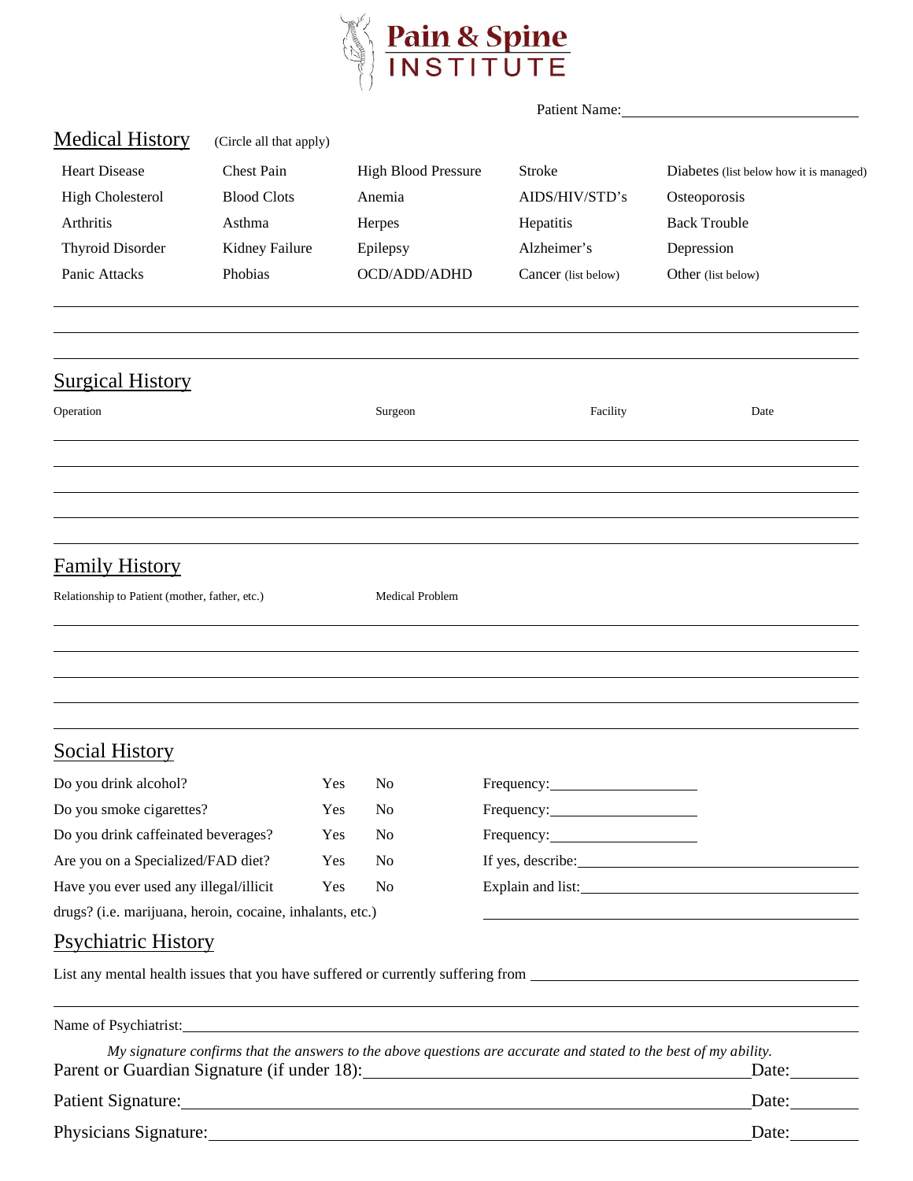# Pain & Spine INSTITUTE

Patient Name: ______________________

## Medical History

(Circle all that apply)

| | | | | |
|---|---|---|---|---|
| Heart Disease | Chest Pain | High Blood Pressure | Stroke | Diabetes (list below how it is managed) |
| High Cholesterol | Blood Clots | Anemia | AIDS/HIV/STD's | Osteoporosis |
| Arthritis | Asthma | Herpes | Hepatitis | Back Trouble |
| Thyroid Disorder | Kidney Failure | Epilepsy | Alzheimer's | Depression |
| Panic Attacks | Phobias | OCD/ADD/ADHD | Cancer (list below) | Other (list below) |

______________________________________________________________

______________________________________________________________

______________________________________________________________

## Surgical History

| Operation | Surgeon | Facility | Date |
|---|---|---|---|
| | | | |
| | | | |
| | | | |
| | | | |
| | | | |

## Family History

| Relationship to Patient (mother, father, etc.) | Medical Problem |
|---|---|
| | |
| | |
| | |
| | |
| | |

## Social History

| | | | |
|---|---|---|---|
| Do you drink alcohol? | Yes | No | Frequency: ______________ |
| Do you smoke cigarettes? | Yes | No | Frequency: ______________ |
| Do you drink caffeinated beverages? | Yes | No | Frequency: ______________ |
| Are you on a Specialized/FAD diet? | Yes | No | If yes, describe: ______________ |
| Have you ever used any illegal/illicit drugs? (i.e. marijuana, heroin, cocaine, inhalants, etc.) | Yes | No | Explain and list: ______________ |

## Psychiatric History

List any mental health issues that you have suffered or currently suffering from ______________________

______________________________________________________________

Name of Psychiatrist: ______________________

*My signature confirms that the answers to the above questions are accurate and stated to the best of my ability.*

Parent or Guardian Signature (if under 18): ______________________ Date: ________

Patient Signature: ______________________ Date: ________

Physicians Signature: ______________________ Date: ________